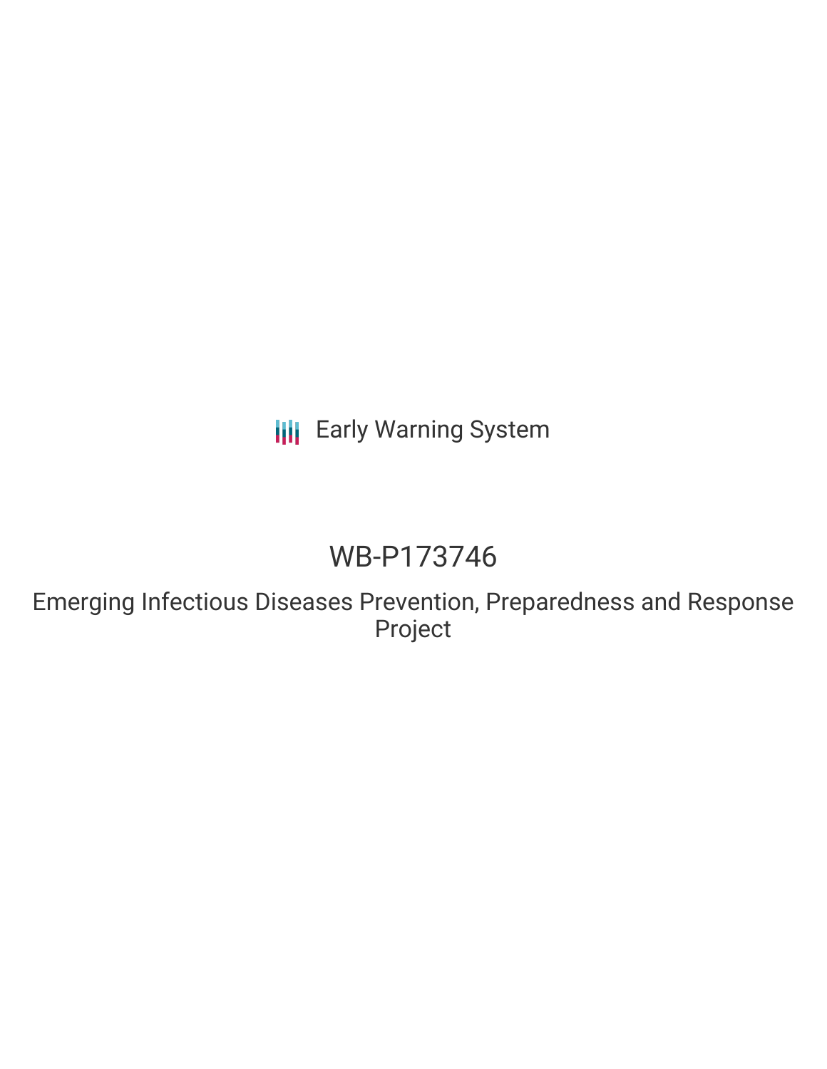Early Warning System

# WB-P173746

## Emerging Infectious Diseases Prevention, Preparedness and Response Project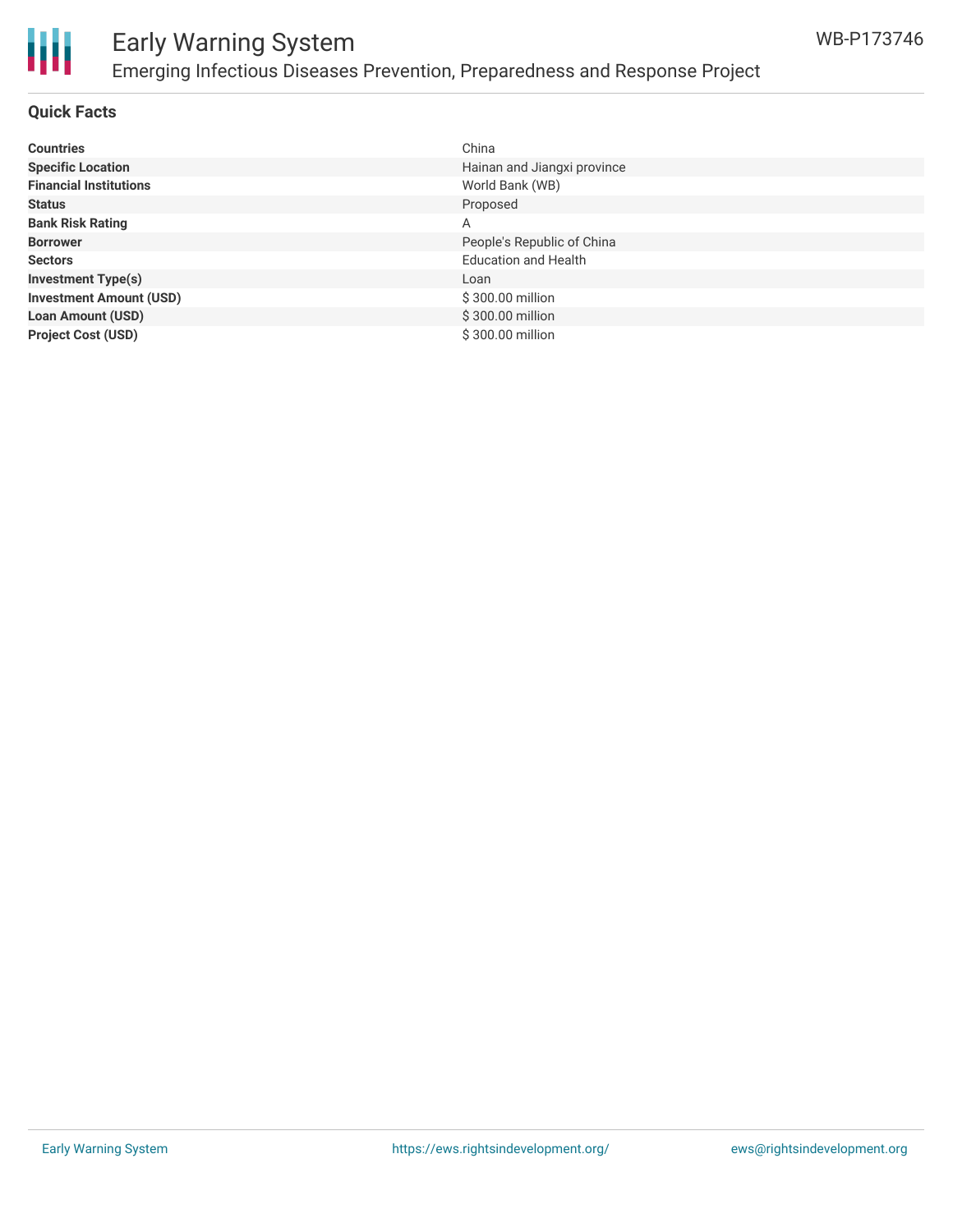# Early Warning System

## Emerging Infectious Diseases Prevention, Preparedness and Response Project

WB-P173746

### Quick Facts

| | |
|---|---|
| **Countries** | China |
| **Specific Location** | Hainan and Jiangxi province |
| **Financial Institutions** | World Bank (WB) |
| **Status** | Proposed |
| **Bank Risk Rating** | A |
| **Borrower** | People's Republic of China |
| **Sectors** | Education and Health |
| **Investment Type(s)** | Loan |
| **Investment Amount (USD)** | $ 300.00 million |
| **Loan Amount (USD)** | $ 300.00 million |
| **Project Cost (USD)** | $ 300.00 million |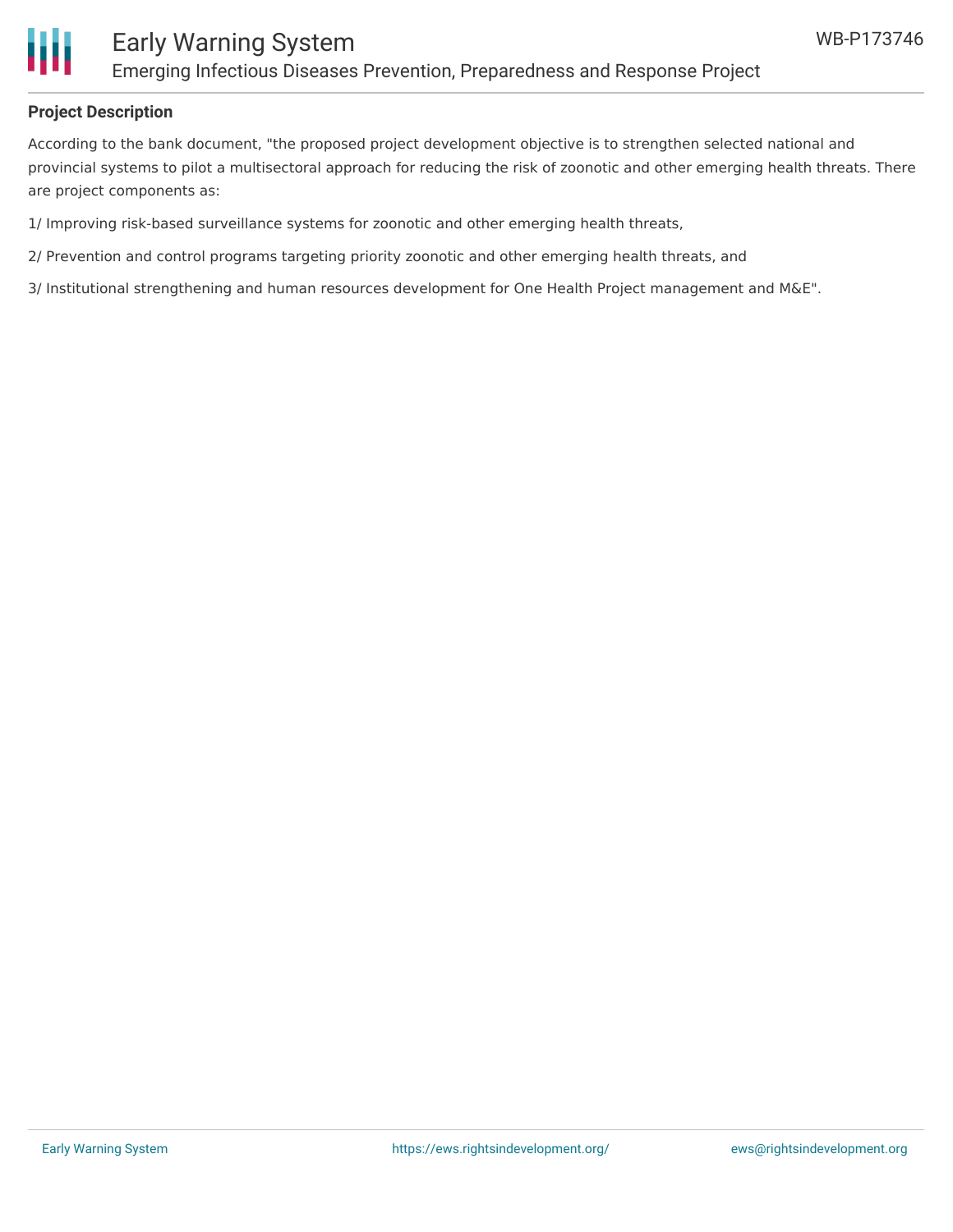## Project Description

According to the bank document, "the proposed project development objective is to strengthen selected national and provincial systems to pilot a multisectoral approach for reducing the risk of zoonotic and other emerging health threats. There are project components as:

1/ Improving risk-based surveillance systems for zoonotic and other emerging health threats,

2/ Prevention and control programs targeting priority zoonotic and other emerging health threats, and

3/ Institutional strengthening and human resources development for One Health Project management and M&E".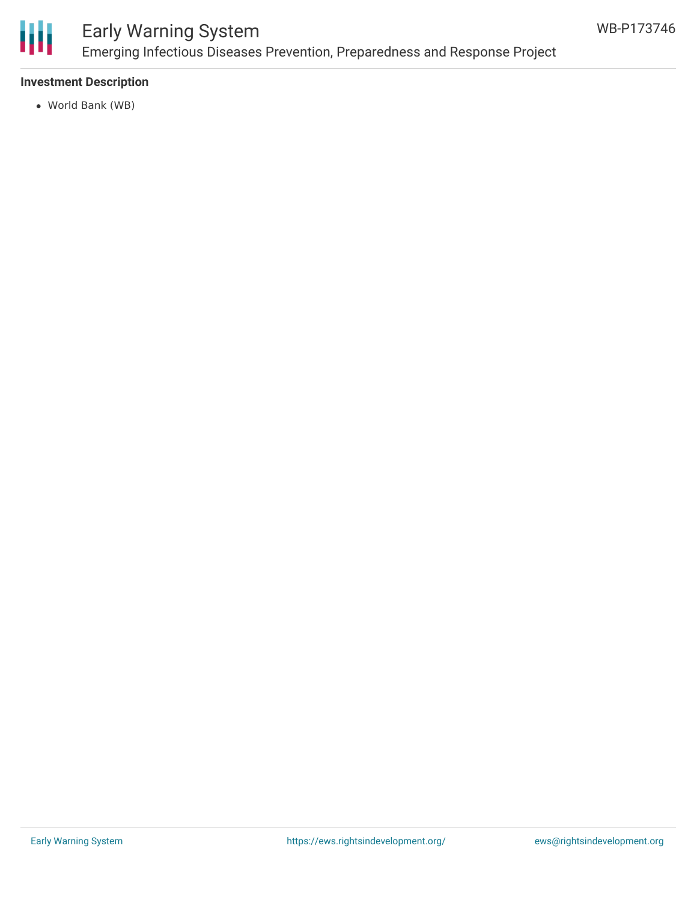**Investment Description**

- World Bank (WB)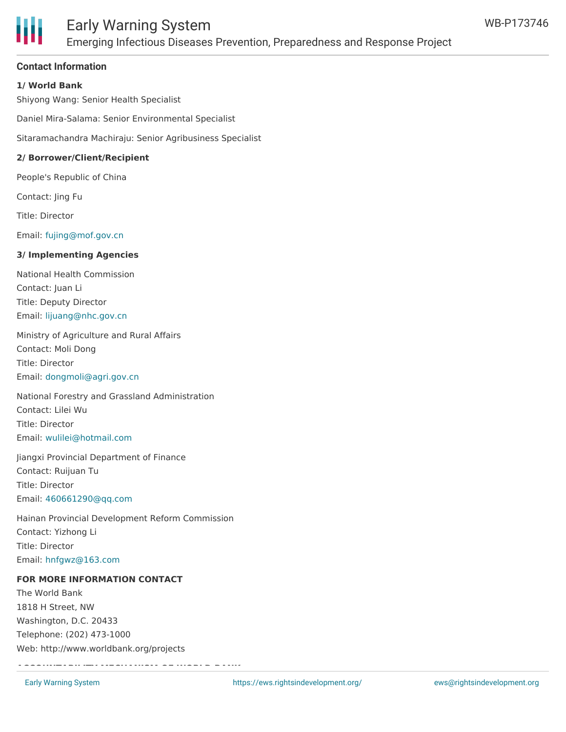## Contact Information

**1/ World Bank**

Shiyong Wang: Senior Health Specialist

Daniel Mira-Salama: Senior Environmental Specialist

Sitaramachandra Machiraju: Senior Agribusiness Specialist

**2/ Borrower/Client/Recipient**

People's Republic of China

Contact: Jing Fu

Title: Director

Email: fujing@mof.gov.cn

**3/ Implementing Agencies**

National Health Commission
Contact: Juan Li
Title: Deputy Director
Email: lijuang@nhc.gov.cn

Ministry of Agriculture and Rural Affairs
Contact: Moli Dong
Title: Director
Email: dongmoli@agri.gov.cn

National Forestry and Grassland Administration
Contact: Lilei Wu
Title: Director
Email: wulilei@hotmail.com

Jiangxi Provincial Department of Finance
Contact: Ruijuan Tu
Title: Director
Email: 460661290@qq.com

Hainan Provincial Development Reform Commission
Contact: Yizhong Li
Title: Director
Email: hnfgwz@163.com

**FOR MORE INFORMATION CONTACT**
The World Bank
1818 H Street, NW
Washington, D.C. 20433
Telephone: (202) 473-1000
Web: http://www.worldbank.org/projects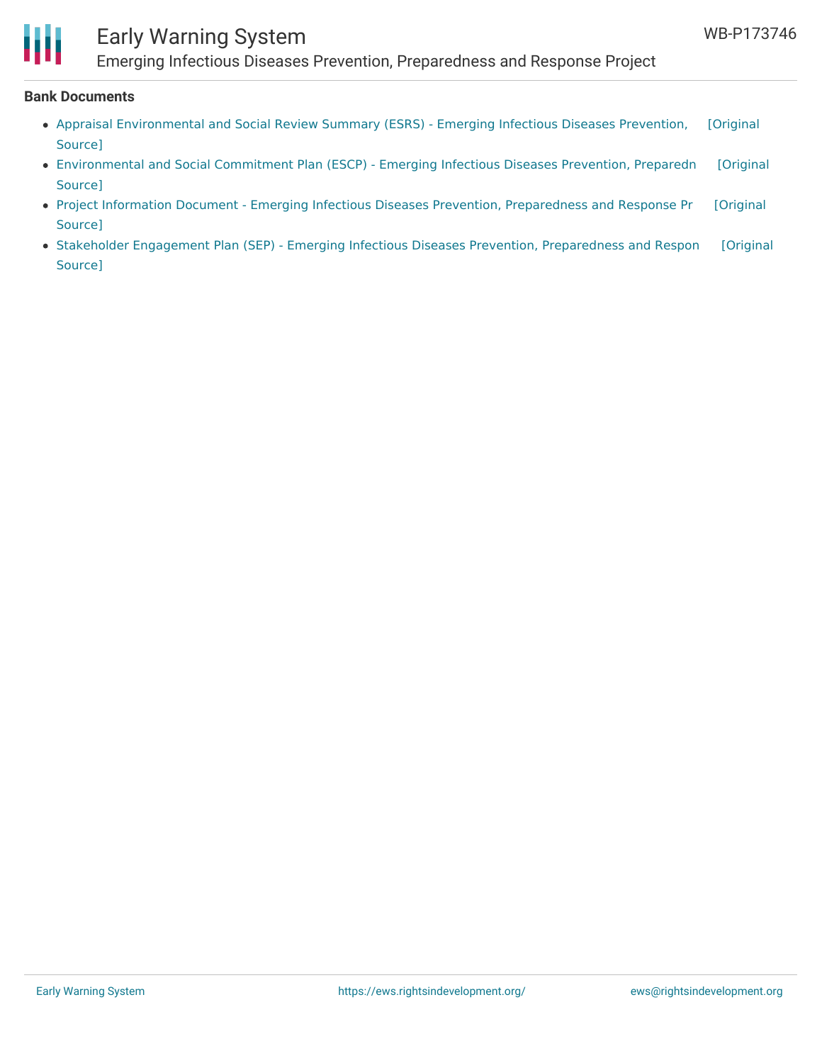## Bank Documents

- Appraisal Environmental and Social Review Summary (ESRS) - Emerging Infectious Diseases Prevention, [Original Source]
- Environmental and Social Commitment Plan (ESCP) - Emerging Infectious Diseases Prevention, Preparedn [Original Source]
- Project Information Document - Emerging Infectious Diseases Prevention, Preparedness and Response Pr [Original Source]
- Stakeholder Engagement Plan (SEP) - Emerging Infectious Diseases Prevention, Preparedness and Respon [Original Source]